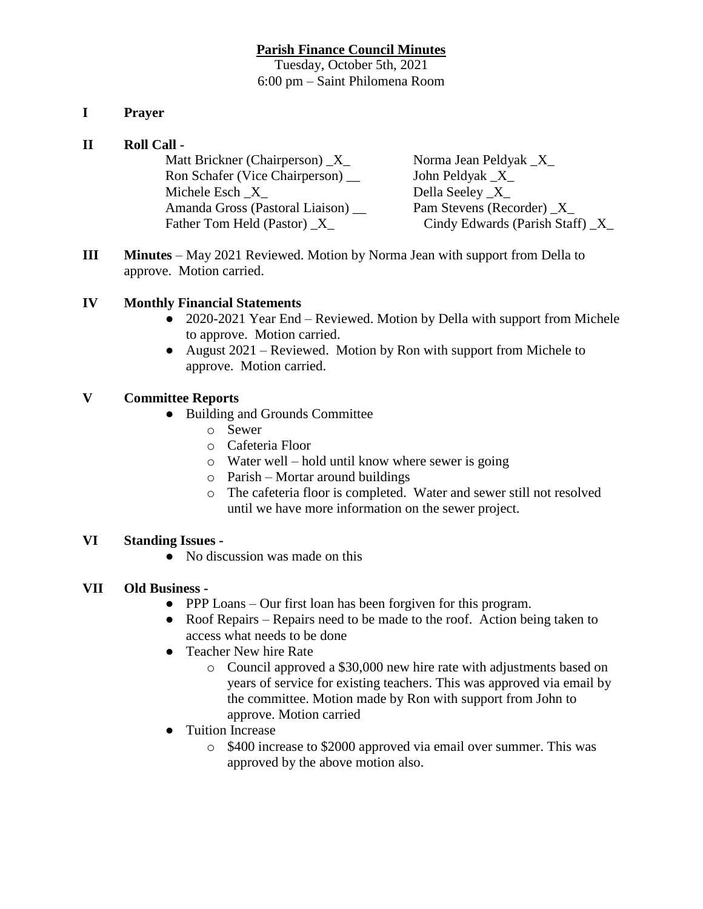# Parish Finance Council Minutes

Tuesday, October 5th, 2021
6:00 pm – Saint Philomena Room

**I Prayer**

**II Roll Call -**

Matt Brickner (Chairperson) _X_
Ron Schafer (Vice Chairperson) __
Michele Esch _X_
Amanda Gross (Pastoral Liaison) __
Father Tom Held (Pastor) _X_
Norma Jean Peldyak _X_
John Peldyak _X_
Della Seeley _X_
Pam Stevens (Recorder) _X_
Cindy Edwards (Parish Staff) _X_

**III Minutes** – May 2021 Reviewed. Motion by Norma Jean with support from Della to approve. Motion carried.

**IV Monthly Financial Statements**

- 2020-2021 Year End – Reviewed. Motion by Della with support from Michele to approve. Motion carried.
- August 2021 – Reviewed. Motion by Ron with support from Michele to approve. Motion carried.

**V Committee Reports**

- Building and Grounds Committee
  - Sewer
  - Cafeteria Floor
  - Water well – hold until know where sewer is going
  - Parish – Mortar around buildings
  - The cafeteria floor is completed. Water and sewer still not resolved until we have more information on the sewer project.

**VI Standing Issues -**

- No discussion was made on this

**VII Old Business -**

- PPP Loans – Our first loan has been forgiven for this program.
- Roof Repairs – Repairs need to be made to the roof. Action being taken to access what needs to be done
- Teacher New hire Rate
  - Council approved a $30,000 new hire rate with adjustments based on years of service for existing teachers. This was approved via email by the committee. Motion made by Ron with support from John to approve. Motion carried
- Tuition Increase
  - $400 increase to $2000 approved via email over summer. This was approved by the above motion also.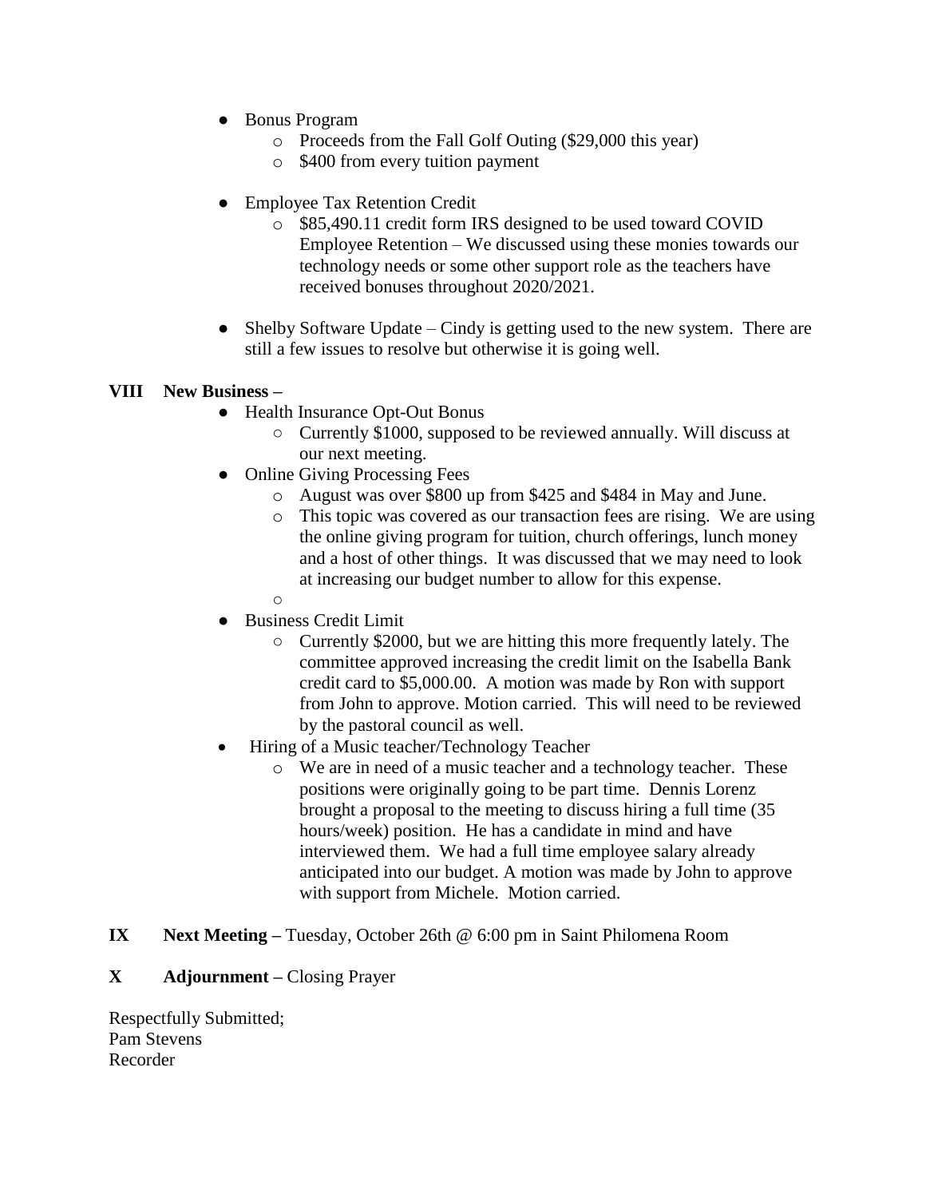- Bonus Program
  - Proceeds from the Fall Golf Outing ($29,000 this year)
  - $400 from every tuition payment

- Employee Tax Retention Credit
  - $85,490.11 credit form IRS designed to be used toward COVID Employee Retention – We discussed using these monies towards our technology needs or some other support role as the teachers have received bonuses throughout 2020/2021.

- Shelby Software Update – Cindy is getting used to the new system. There are still a few issues to resolve but otherwise it is going well.

**VIII New Business –**

- Health Insurance Opt-Out Bonus
  - Currently $1000, supposed to be reviewed annually. Will discuss at our next meeting.
- Online Giving Processing Fees
  - August was over $800 up from $425 and $484 in May and June.
  - This topic was covered as our transaction fees are rising. We are using the online giving program for tuition, church offerings, lunch money and a host of other things. It was discussed that we may need to look at increasing our budget number to allow for this expense.
- Business Credit Limit
  - Currently $2000, but we are hitting this more frequently lately. The committee approved increasing the credit limit on the Isabella Bank credit card to $5,000.00. A motion was made by Ron with support from John to approve. Motion carried. This will need to be reviewed by the pastoral council as well.
- Hiring of a Music teacher/Technology Teacher
  - We are in need of a music teacher and a technology teacher. These positions were originally going to be part time. Dennis Lorenz brought a proposal to the meeting to discuss hiring a full time (35 hours/week) position. He has a candidate in mind and have interviewed them. We had a full time employee salary already anticipated into our budget. A motion was made by John to approve with support from Michele. Motion carried.

**IX Next Meeting –** Tuesday, October 26th @ 6:00 pm in Saint Philomena Room

**X Adjournment –** Closing Prayer

Respectfully Submitted;
Pam Stevens
Recorder